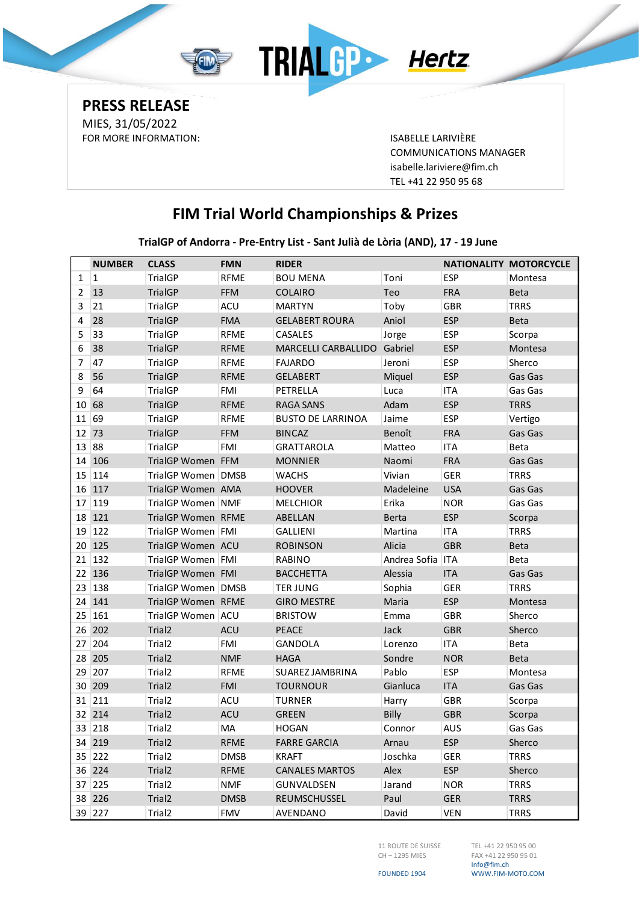**PRESS RELEASE**

MIES, 31/05/2022

FOR MORE INFORMATION:

ISABELLE LARIVIÈRE
COMMUNICATIONS MANAGER
isabelle.lariviere@fim.ch
TEL +41 22 950 95 68

## FIM Trial World Championships & Prizes

### TrialGP of Andorra - Pre-Entry List - Sant Julià de Lòria (AND), 17 - 19 June

| | NUMBER | CLASS | FMN | RIDER | | NATIONALITY | MOTORCYCLE |
|---|---|---|---|---|---|---|---|
| 1 | 1 | TrialGP | RFME | BOU MENA | Toni | ESP | Montesa |
| 2 | 13 | TrialGP | FFM | COLAIRO | Teo | FRA | Beta |
| 3 | 21 | TrialGP | ACU | MARTYN | Toby | GBR | TRRS |
| 4 | 28 | TrialGP | FMA | GELABERT ROURA | Aniol | ESP | Beta |
| 5 | 33 | TrialGP | RFME | CASALES | Jorge | ESP | Scorpa |
| 6 | 38 | TrialGP | RFME | MARCELLI CARBALLIDO | Gabriel | ESP | Montesa |
| 7 | 47 | TrialGP | RFME | FAJARDO | Jeroni | ESP | Sherco |
| 8 | 56 | TrialGP | RFME | GELABERT | Miquel | ESP | Gas Gas |
| 9 | 64 | TrialGP | FMI | PETRELLA | Luca | ITA | Gas Gas |
| 10 | 68 | TrialGP | RFME | RAGA SANS | Adam | ESP | TRRS |
| 11 | 69 | TrialGP | RFME | BUSTO DE LARRINOA | Jaime | ESP | Vertigo |
| 12 | 73 | TrialGP | FFM | BINCAZ | Benoît | FRA | Gas Gas |
| 13 | 88 | TrialGP | FMI | GRATTAROLA | Matteo | ITA | Beta |
| 14 | 106 | TrialGP Women | FFM | MONNIER | Naomi | FRA | Gas Gas |
| 15 | 114 | TrialGP Women | DMSB | WACHS | Vivian | GER | TRRS |
| 16 | 117 | TrialGP Women | AMA | HOOVER | Madeleine | USA | Gas Gas |
| 17 | 119 | TrialGP Women | NMF | MELCHIOR | Erika | NOR | Gas Gas |
| 18 | 121 | TrialGP Women | RFME | ABELLAN | Berta | ESP | Scorpa |
| 19 | 122 | TrialGP Women | FMI | GALLIENI | Martina | ITA | TRRS |
| 20 | 125 | TrialGP Women | ACU | ROBINSON | Alicia | GBR | Beta |
| 21 | 132 | TrialGP Women | FMI | RABINO | Andrea Sofia | ITA | Beta |
| 22 | 136 | TrialGP Women | FMI | BACCHETTA | Alessia | ITA | Gas Gas |
| 23 | 138 | TrialGP Women | DMSB | TER JUNG | Sophia | GER | TRRS |
| 24 | 141 | TrialGP Women | RFME | GIRO MESTRE | Maria | ESP | Montesa |
| 25 | 161 | TrialGP Women | ACU | BRISTOW | Emma | GBR | Sherco |
| 26 | 202 | Trial2 | ACU | PEACE | Jack | GBR | Sherco |
| 27 | 204 | Trial2 | FMI | GANDOLA | Lorenzo | ITA | Beta |
| 28 | 205 | Trial2 | NMF | HAGA | Sondre | NOR | Beta |
| 29 | 207 | Trial2 | RFME | SUAREZ JAMBRINA | Pablo | ESP | Montesa |
| 30 | 209 | Trial2 | FMI | TOURNOUR | Gianluca | ITA | Gas Gas |
| 31 | 211 | Trial2 | ACU | TURNER | Harry | GBR | Scorpa |
| 32 | 214 | Trial2 | ACU | GREEN | Billy | GBR | Scorpa |
| 33 | 218 | Trial2 | MA | HOGAN | Connor | AUS | Gas Gas |
| 34 | 219 | Trial2 | RFME | FARRE GARCIA | Arnau | ESP | Sherco |
| 35 | 222 | Trial2 | DMSB | KRAFT | Joschka | GER | TRRS |
| 36 | 224 | Trial2 | RFME | CANALES MARTOS | Alex | ESP | Sherco |
| 37 | 225 | Trial2 | NMF | GUNVALDSEN | Jarand | NOR | TRRS |
| 38 | 226 | Trial2 | DMSB | REUMSCHUSSEL | Paul | GER | TRRS |
| 39 | 227 | Trial2 | FMV | AVENDANO | David | VEN | TRRS |

11 ROUTE DE SUISSE
CH – 1295 MIES

FOUNDED 1904

TEL +41 22 950 95 00
FAX +41 22 950 95 01
Info@fim.ch
WWW.FIM-MOTO.COM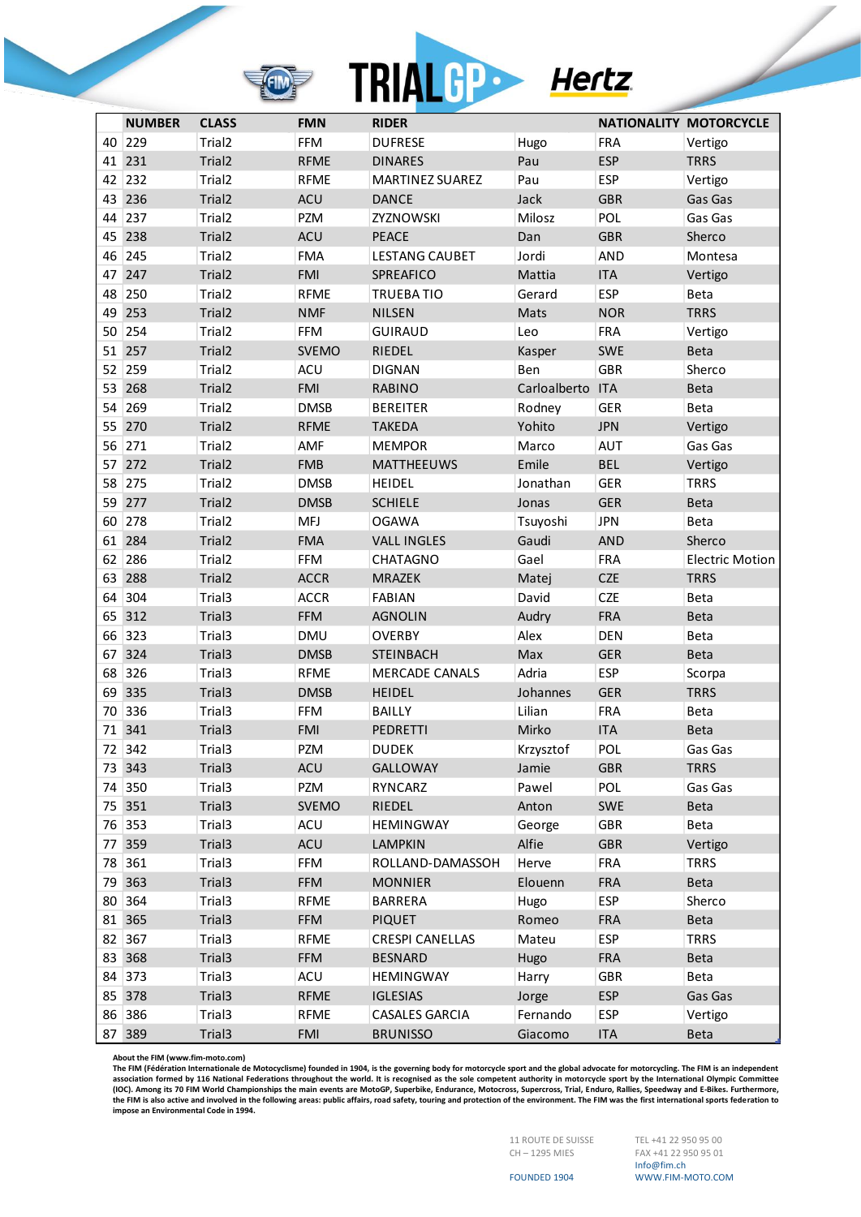| | NUMBER | CLASS | FMN | RIDER | | NATIONALITY | MOTORCYCLE |
|---|---|---|---|---|---|---|---|
| 40 | 229 | Trial2 | FFM | DUFRESE | Hugo | FRA | Vertigo |
| 41 | 231 | Trial2 | RFME | DINARES | Pau | ESP | TRRS |
| 42 | 232 | Trial2 | RFME | MARTINEZ SUAREZ | Pau | ESP | Vertigo |
| 43 | 236 | Trial2 | ACU | DANCE | Jack | GBR | Gas Gas |
| 44 | 237 | Trial2 | PZM | ZYZNOWSKI | Milosz | POL | Gas Gas |
| 45 | 238 | Trial2 | ACU | PEACE | Dan | GBR | Sherco |
| 46 | 245 | Trial2 | FMA | LESTANG CAUBET | Jordi | AND | Montesa |
| 47 | 247 | Trial2 | FMI | SPREAFICO | Mattia | ITA | Vertigo |
| 48 | 250 | Trial2 | RFME | TRUEBA TIO | Gerard | ESP | Beta |
| 49 | 253 | Trial2 | NMF | NILSEN | Mats | NOR | TRRS |
| 50 | 254 | Trial2 | FFM | GUIRAUD | Leo | FRA | Vertigo |
| 51 | 257 | Trial2 | SVEMO | RIEDEL | Kasper | SWE | Beta |
| 52 | 259 | Trial2 | ACU | DIGNAN | Ben | GBR | Sherco |
| 53 | 268 | Trial2 | FMI | RABINO | Carloalberto | ITA | Beta |
| 54 | 269 | Trial2 | DMSB | BEREITER | Rodney | GER | Beta |
| 55 | 270 | Trial2 | RFME | TAKEDA | Yohito | JPN | Vertigo |
| 56 | 271 | Trial2 | AMF | MEMPOR | Marco | AUT | Gas Gas |
| 57 | 272 | Trial2 | FMB | MATTHEEUWS | Emile | BEL | Vertigo |
| 58 | 275 | Trial2 | DMSB | HEIDEL | Jonathan | GER | TRRS |
| 59 | 277 | Trial2 | DMSB | SCHIELE | Jonas | GER | Beta |
| 60 | 278 | Trial2 | MFJ | OGAWA | Tsuyoshi | JPN | Beta |
| 61 | 284 | Trial2 | FMA | VALL INGLES | Gaudi | AND | Sherco |
| 62 | 286 | Trial2 | FFM | CHATAGNO | Gael | FRA | Electric Motion |
| 63 | 288 | Trial2 | ACCR | MRAZEK | Matej | CZE | TRRS |
| 64 | 304 | Trial3 | ACCR | FABIAN | David | CZE | Beta |
| 65 | 312 | Trial3 | FFM | AGNOLIN | Audry | FRA | Beta |
| 66 | 323 | Trial3 | DMU | OVERBY | Alex | DEN | Beta |
| 67 | 324 | Trial3 | DMSB | STEINBACH | Max | GER | Beta |
| 68 | 326 | Trial3 | RFME | MERCADE CANALS | Adria | ESP | Scorpa |
| 69 | 335 | Trial3 | DMSB | HEIDEL | Johannes | GER | TRRS |
| 70 | 336 | Trial3 | FFM | BAILLY | Lilian | FRA | Beta |
| 71 | 341 | Trial3 | FMI | PEDRETTI | Mirko | ITA | Beta |
| 72 | 342 | Trial3 | PZM | DUDEK | Krzysztof | POL | Gas Gas |
| 73 | 343 | Trial3 | ACU | GALLOWAY | Jamie | GBR | TRRS |
| 74 | 350 | Trial3 | PZM | RYNCARZ | Pawel | POL | Gas Gas |
| 75 | 351 | Trial3 | SVEMO | RIEDEL | Anton | SWE | Beta |
| 76 | 353 | Trial3 | ACU | HEMINGWAY | George | GBR | Beta |
| 77 | 359 | Trial3 | ACU | LAMPKIN | Alfie | GBR | Vertigo |
| 78 | 361 | Trial3 | FFM | ROLLAND-DAMASSOH | Herve | FRA | TRRS |
| 79 | 363 | Trial3 | FFM | MONNIER | Elouenn | FRA | Beta |
| 80 | 364 | Trial3 | RFME | BARRERA | Hugo | ESP | Sherco |
| 81 | 365 | Trial3 | FFM | PIQUET | Romeo | FRA | Beta |
| 82 | 367 | Trial3 | RFME | CRESPI CANELLAS | Mateu | ESP | TRRS |
| 83 | 368 | Trial3 | FFM | BESNARD | Hugo | FRA | Beta |
| 84 | 373 | Trial3 | ACU | HEMINGWAY | Harry | GBR | Beta |
| 85 | 378 | Trial3 | RFME | IGLESIAS | Jorge | ESP | Gas Gas |
| 86 | 386 | Trial3 | RFME | CASALES GARCIA | Fernando | ESP | Vertigo |
| 87 | 389 | Trial3 | FMI | BRUNISSO | Giacomo | ITA | Beta |

**About the FIM (www.fim-moto.com)**

**The FIM (Fédération Internationale de Motocyclisme) founded in 1904, is the governing body for motorcycle sport and the global advocate for motorcycling. The FIM is an independent association formed by 116 National Federations throughout the world. It is recognised as the sole competent authority in motorcycle sport by the International Olympic Committee (IOC). Among its 70 FIM World Championships the main events are MotoGP, Superbike, Endurance, Motocross, Supercross, Trial, Enduro, Rallies, Speedway and E-Bikes. Furthermore, the FIM is also active and involved in the following areas: public affairs, road safety, touring and protection of the environment. The FIM was the first international sports federation to impose an Environmental Code in 1994.**

11 ROUTE DE SUISSE
CH – 1295 MIES

FOUNDED 1904

TEL +41 22 950 95 00
FAX +41 22 950 95 01
Info@fim.ch
WWW.FIM-MOTO.COM